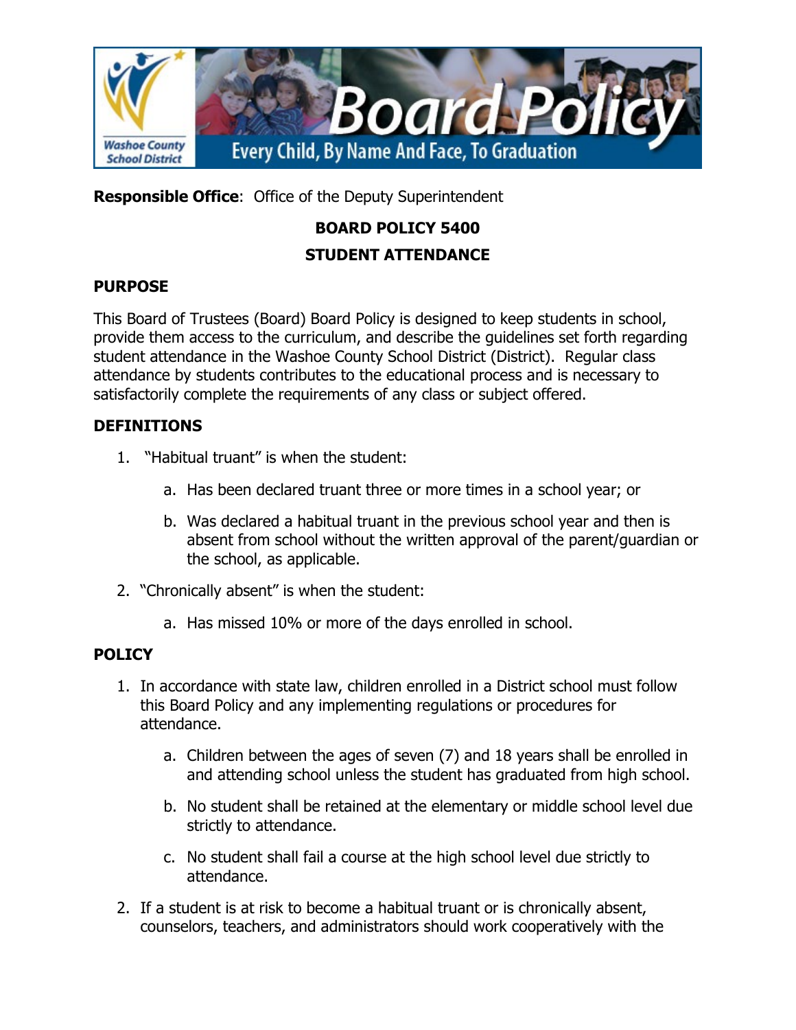**Responsible Office**: Office of the Deputy Superintendent

# BOARD POLICY 5400
## STUDENT ATTENDANCE

### PURPOSE

This Board of Trustees (Board) Board Policy is designed to keep students in school, provide them access to the curriculum, and describe the guidelines set forth regarding student attendance in the Washoe County School District (District). Regular class attendance by students contributes to the educational process and is necessary to satisfactorily complete the requirements of any class or subject offered.

### DEFINITIONS

1. "Habitual truant" is when the student:
    a. Has been declared truant three or more times in a school year; or
    b. Was declared a habitual truant in the previous school year and then is absent from school without the written approval of the parent/guardian or the school, as applicable.
2. "Chronically absent" is when the student:
    a. Has missed 10% or more of the days enrolled in school.

### POLICY

1. In accordance with state law, children enrolled in a District school must follow this Board Policy and any implementing regulations or procedures for attendance.
    a. Children between the ages of seven (7) and 18 years shall be enrolled in and attending school unless the student has graduated from high school.
    b. No student shall be retained at the elementary or middle school level due strictly to attendance.
    c. No student shall fail a course at the high school level due strictly to attendance.
2. If a student is at risk to become a habitual truant or is chronically absent, counselors, teachers, and administrators should work cooperatively with the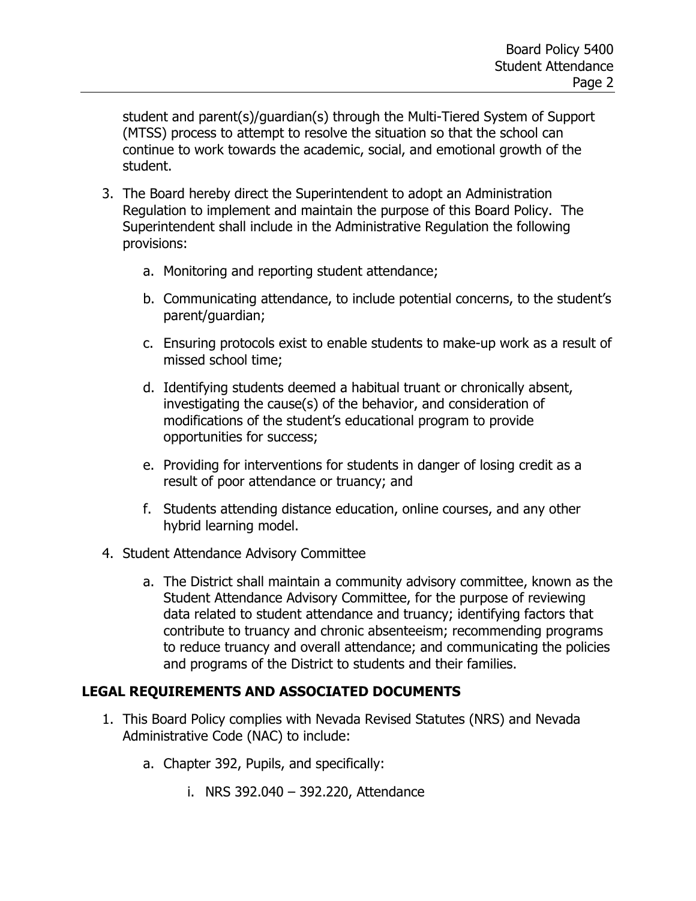student and parent(s)/guardian(s) through the Multi-Tiered System of Support (MTSS) process to attempt to resolve the situation so that the school can continue to work towards the academic, social, and emotional growth of the student.

3. The Board hereby direct the Superintendent to adopt an Administration Regulation to implement and maintain the purpose of this Board Policy. The Superintendent shall include in the Administrative Regulation the following provisions:

    a. Monitoring and reporting student attendance;

    b. Communicating attendance, to include potential concerns, to the student's parent/guardian;

    c. Ensuring protocols exist to enable students to make-up work as a result of missed school time;

    d. Identifying students deemed a habitual truant or chronically absent, investigating the cause(s) of the behavior, and consideration of modifications of the student's educational program to provide opportunities for success;

    e. Providing for interventions for students in danger of losing credit as a result of poor attendance or truancy; and

    f. Students attending distance education, online courses, and any other hybrid learning model.

4. Student Attendance Advisory Committee

    a. The District shall maintain a community advisory committee, known as the Student Attendance Advisory Committee, for the purpose of reviewing data related to student attendance and truancy; identifying factors that contribute to truancy and chronic absenteeism; recommending programs to reduce truancy and overall attendance; and communicating the policies and programs of the District to students and their families.

## LEGAL REQUIREMENTS AND ASSOCIATED DOCUMENTS

1. This Board Policy complies with Nevada Revised Statutes (NRS) and Nevada Administrative Code (NAC) to include:

    a. Chapter 392, Pupils, and specifically:

        i. NRS 392.040 – 392.220, Attendance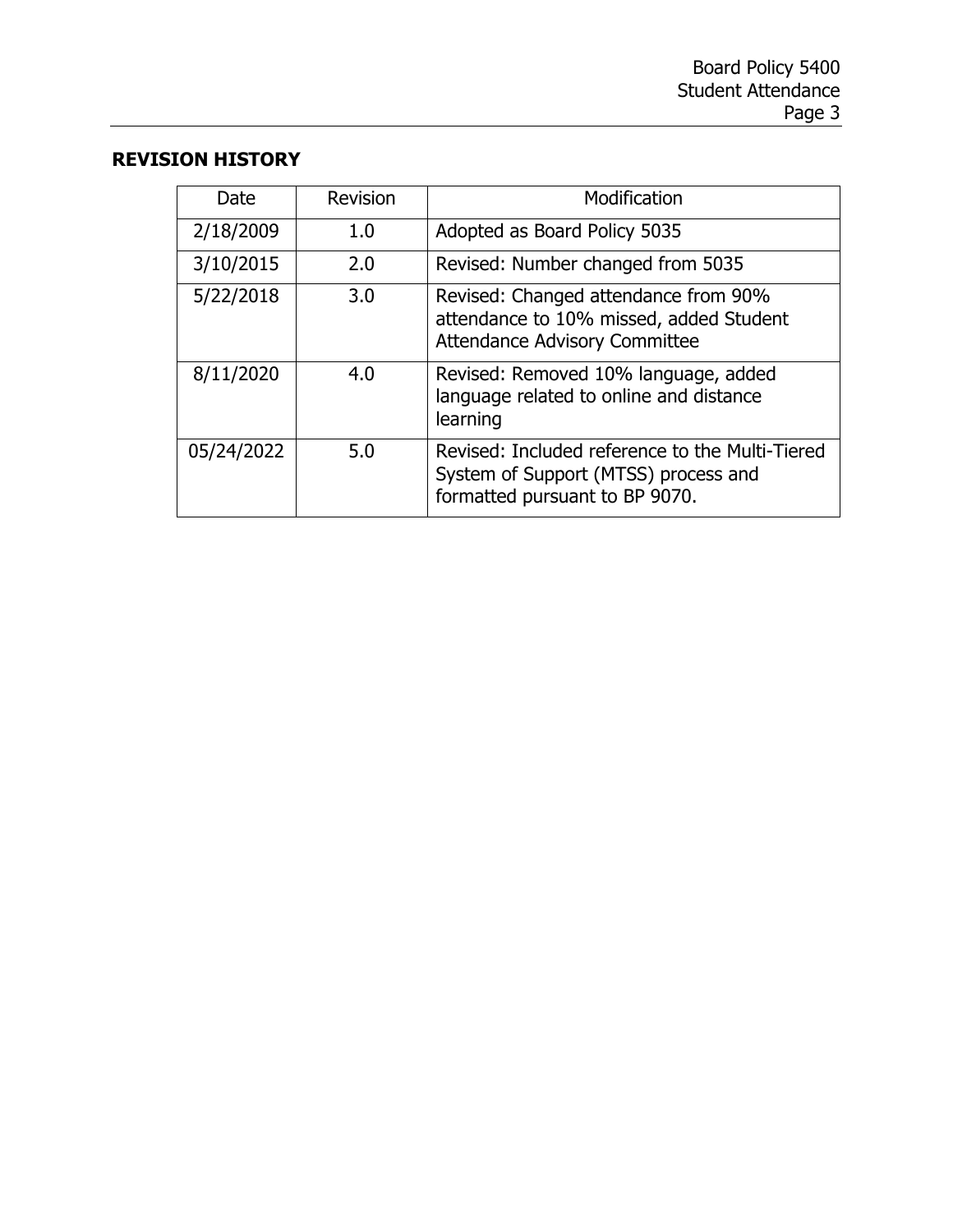## REVISION HISTORY

| Date | Revision | Modification |
|---|---|---|
| 2/18/2009 | 1.0 | Adopted as Board Policy 5035 |
| 3/10/2015 | 2.0 | Revised: Number changed from 5035 |
| 5/22/2018 | 3.0 | Revised: Changed attendance from 90% attendance to 10% missed, added Student Attendance Advisory Committee |
| 8/11/2020 | 4.0 | Revised: Removed 10% language, added language related to online and distance learning |
| 05/24/2022 | 5.0 | Revised: Included reference to the Multi-Tiered System of Support (MTSS) process and formatted pursuant to BP 9070. |